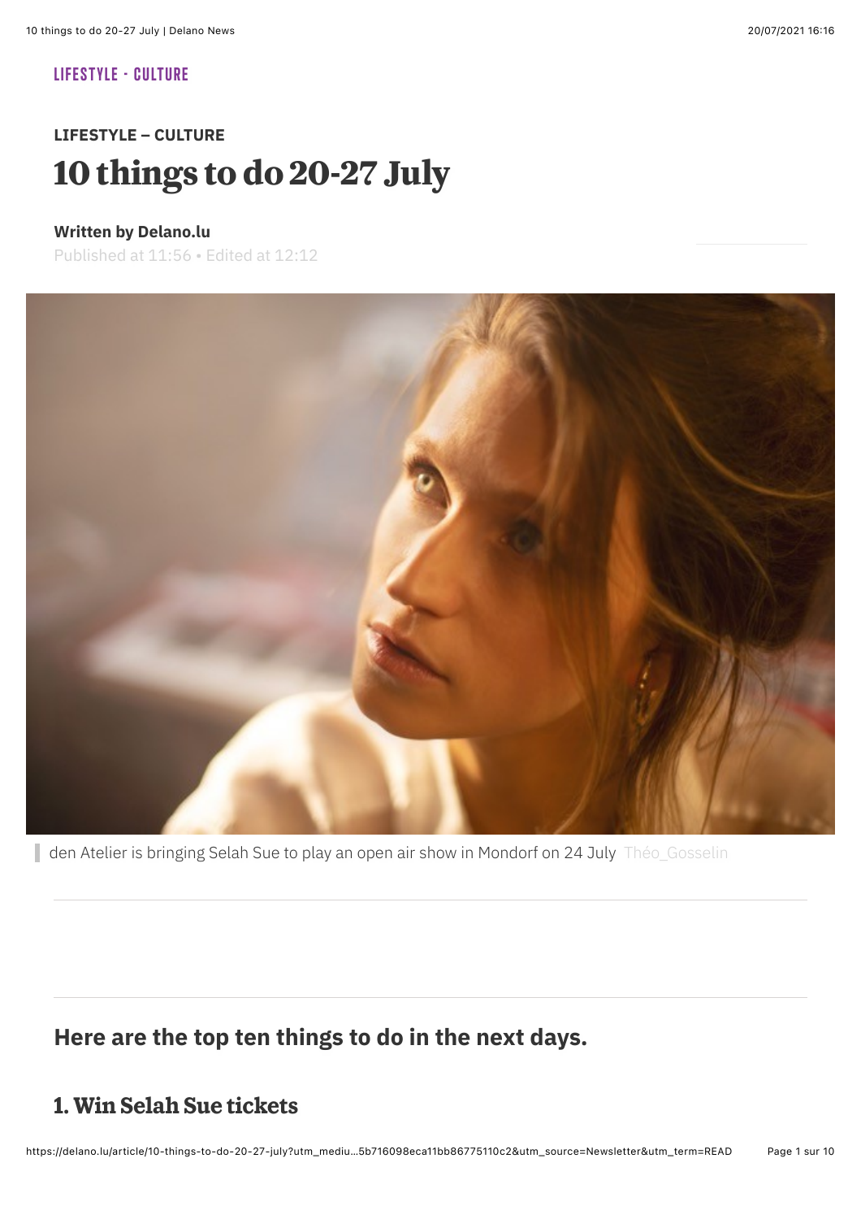LIFESTYLE - CULTURE

**LIFESTYLE – CULTURE**

# 10 things to do 20-27 July

**Written by Delano.lu**

Published at 11:56 • Edited at 12:12

den Atelier is bringing Selah Sue to play an open air show in Mondorf on 24 July Théo_Gosselin

## Here are the top ten things to do in the next days.

## 1. Win Selah Sue tickets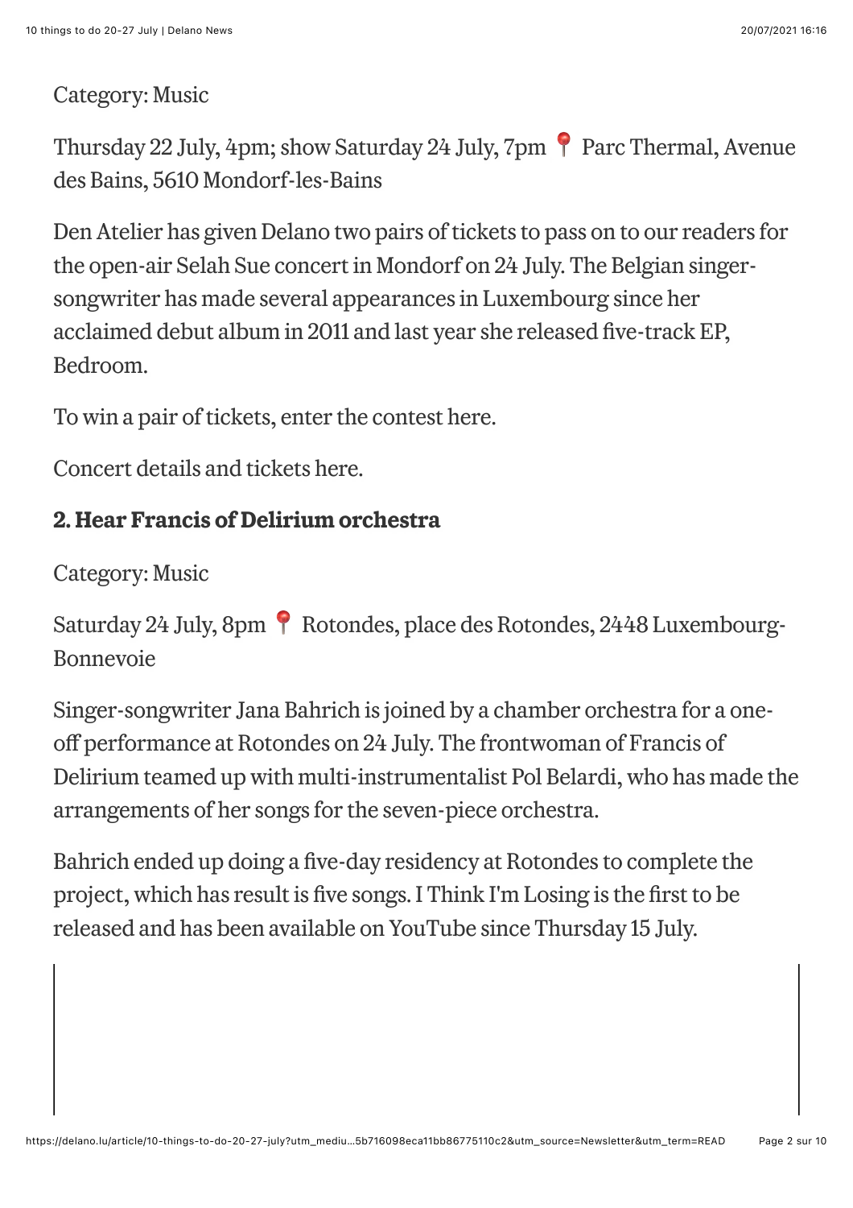Category: Music

Thursday 22 July, 4pm; show Saturday 24 July, 7pm 📍 Parc Thermal, Avenue des Bains, 5610 Mondorf-les-Bains

Den Atelier has given Delano two pairs of tickets to pass on to our readers for the open-air Selah Sue concert in Mondorf on 24 July. The Belgian singer-songwriter has made several appearances in Luxembourg since her acclaimed debut album in 2011 and last year she released five-track EP, Bedroom.

To win a pair of tickets, enter the contest here.

Concert details and tickets here.

### 2. Hear Francis of Delirium orchestra

Category: Music

Saturday 24 July, 8pm 📍 Rotondes, place des Rotondes, 2448 Luxembourg-Bonnevoie

Singer-songwriter Jana Bahrich is joined by a chamber orchestra for a one-off performance at Rotondes on 24 July. The frontwoman of Francis of Delirium teamed up with multi-instrumentalist Pol Belardi, who has made the arrangements of her songs for the seven-piece orchestra.

Bahrich ended up doing a five-day residency at Rotondes to complete the project, which has result is five songs. I Think I'm Losing is the first to be released and has been available on YouTube since Thursday 15 July.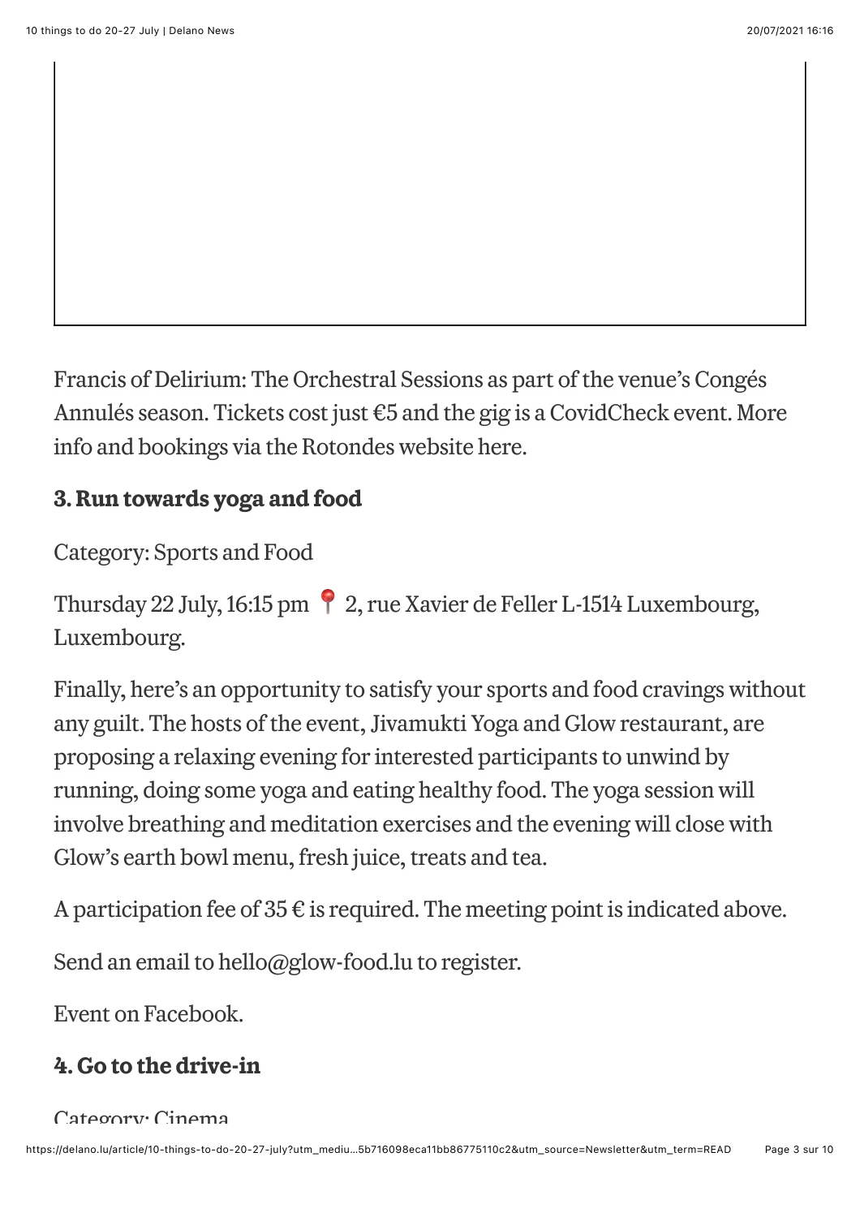Francis of Delirium: The Orchestral Sessions as part of the venue's Congés Annulés season. Tickets cost just €5 and the gig is a CovidCheck event. More info and bookings via the Rotondes website here.

### 3. Run towards yoga and food

Category: Sports and Food

Thursday 22 July, 16:15 pm 📍 2, rue Xavier de Feller L-1514 Luxembourg, Luxembourg.

Finally, here's an opportunity to satisfy your sports and food cravings without any guilt. The hosts of the event, Jivamukti Yoga and Glow restaurant, are proposing a relaxing evening for interested participants to unwind by running, doing some yoga and eating healthy food. The yoga session will involve breathing and meditation exercises and the evening will close with Glow's earth bowl menu, fresh juice, treats and tea.

A participation fee of 35 € is required. The meeting point is indicated above.

Send an email to hello@glow-food.lu to register.

Event on Facebook.

### 4. Go to the drive-in

Category: Cinema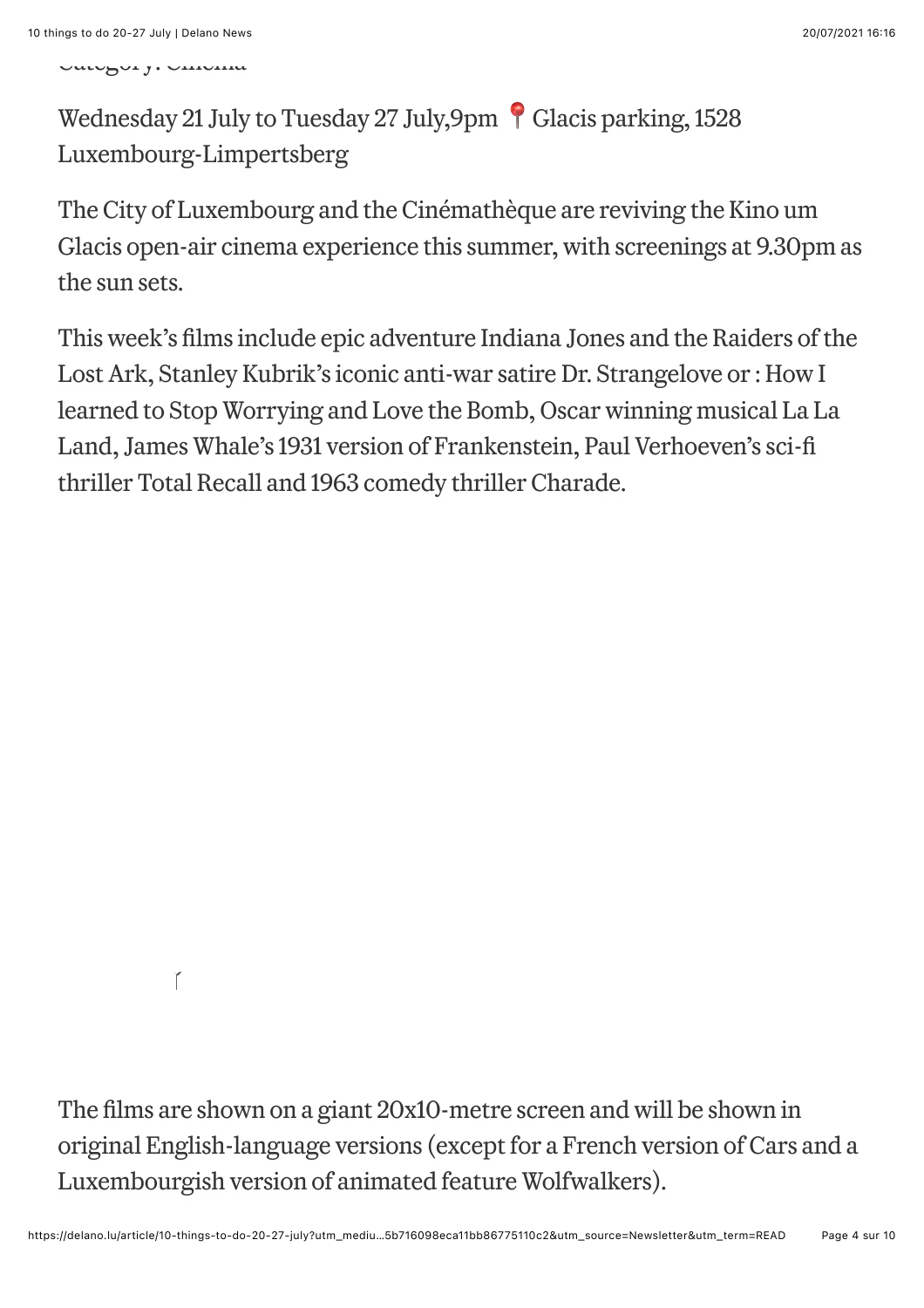Category: Cinema

Wednesday 21 July to Tuesday 27 July,9pm 📍 Glacis parking, 1528 Luxembourg-Limpertsberg

The City of Luxembourg and the Cinémathèque are reviving the Kino um Glacis open-air cinema experience this summer, with screenings at 9.30pm as the sun sets.

This week's films include epic adventure Indiana Jones and the Raiders of the Lost Ark, Stanley Kubrik's iconic anti-war satire Dr. Strangelove or : How I learned to Stop Worrying and Love the Bomb, Oscar winning musical La La Land, James Whale's 1931 version of Frankenstein, Paul Verhoeven's sci-fi thriller Total Recall and 1963 comedy thriller Charade.

The films are shown on a giant 20x10-metre screen and will be shown in original English-language versions (except for a French version of Cars and a Luxembourgish version of animated feature Wolfwalkers).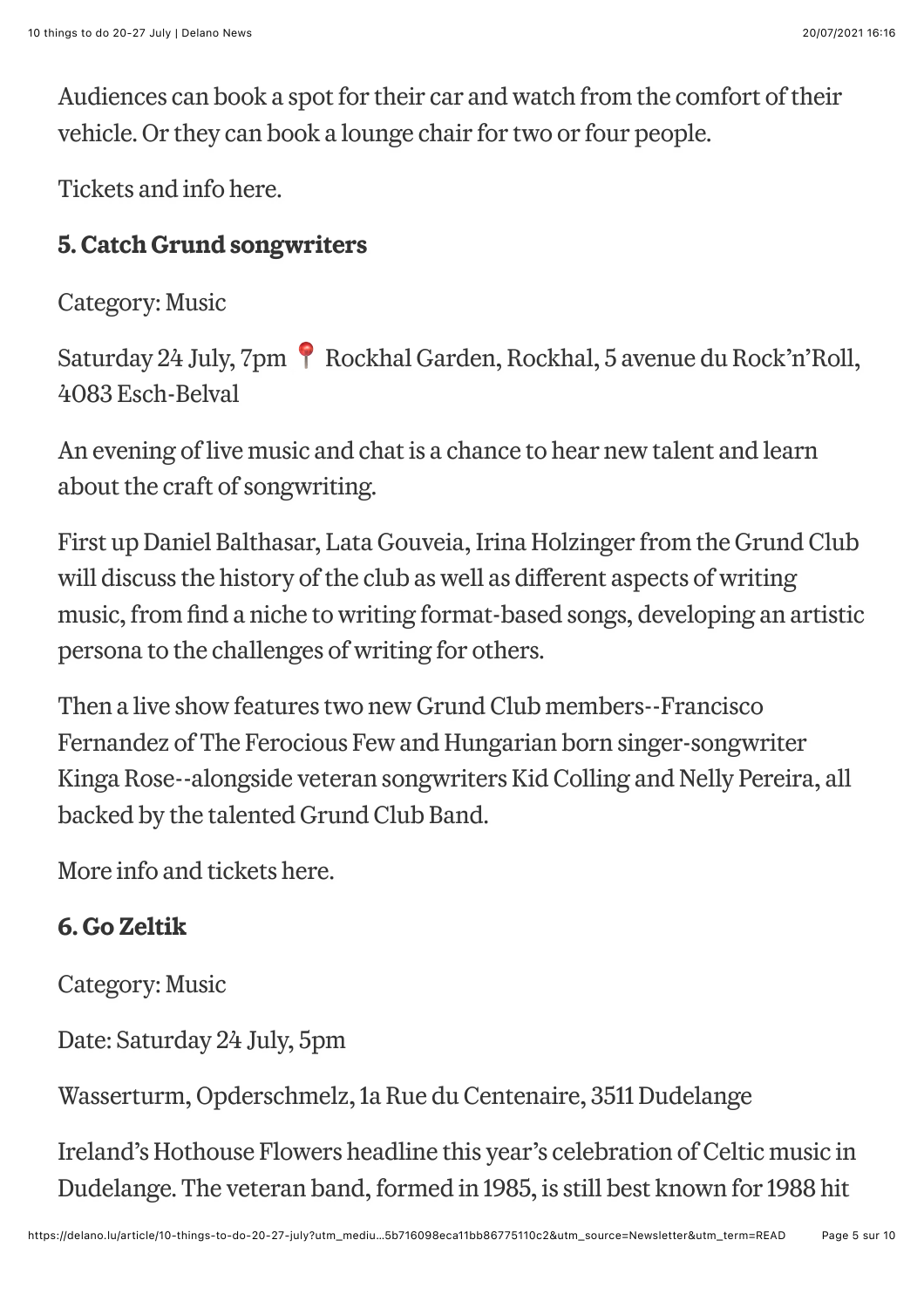Audiences can book a spot for their car and watch from the comfort of their vehicle. Or they can book a lounge chair for two or four people.

Tickets and info here.

### 5. Catch Grund songwriters

Category: Music

Saturday 24 July, 7pm 📍 Rockhal Garden, Rockhal, 5 avenue du Rock'n'Roll, 4083 Esch-Belval

An evening of live music and chat is a chance to hear new talent and learn about the craft of songwriting.

First up Daniel Balthasar, Lata Gouveia, Irina Holzinger from the Grund Club will discuss the history of the club as well as different aspects of writing music, from find a niche to writing format-based songs, developing an artistic persona to the challenges of writing for others.

Then a live show features two new Grund Club members--Francisco Fernandez of The Ferocious Few and Hungarian born singer-songwriter Kinga Rose--alongside veteran songwriters Kid Colling and Nelly Pereira, all backed by the talented Grund Club Band.

More info and tickets here.

### 6. Go Zeltik

Category: Music

Date: Saturday 24 July, 5pm

Wasserturm, Opderschmelz, 1a Rue du Centenaire, 3511 Dudelange

Ireland's Hothouse Flowers headline this year's celebration of Celtic music in Dudelange. The veteran band, formed in 1985, is still best known for 1988 hit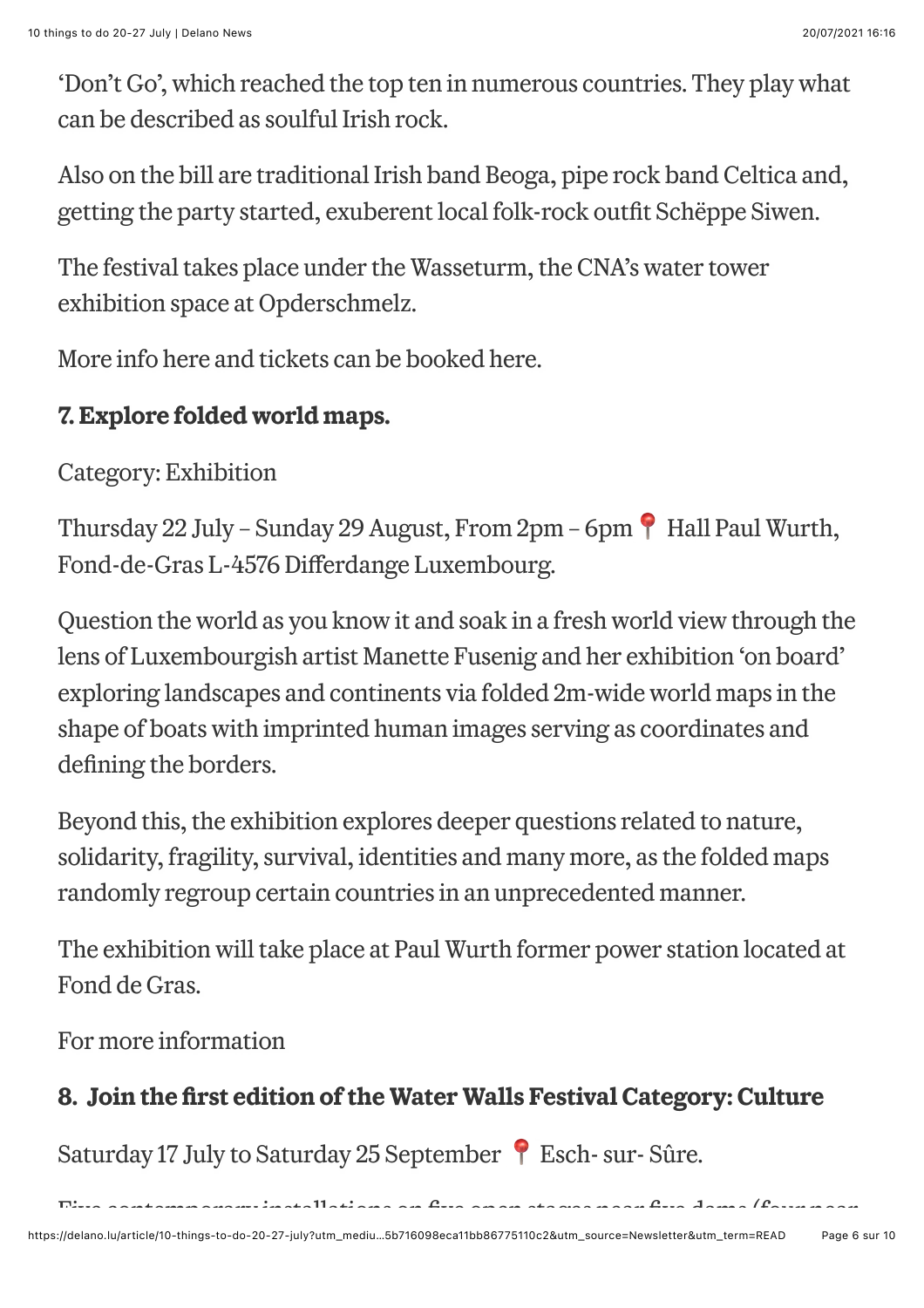'Don't Go', which reached the top ten in numerous countries. They play what can be described as soulful Irish rock.

Also on the bill are traditional Irish band Beoga, pipe rock band Celtica and, getting the party started, exuberent local folk-rock outfit Schëppe Siwen.

The festival takes place under the Wasseturm, the CNA's water tower exhibition space at Opderschmelz.

More info here and tickets can be booked here.

### 7. Explore folded world maps.

Category: Exhibition

Thursday 22 July – Sunday 29 August, From 2pm – 6pm 📍 Hall Paul Wurth, Fond-de-Gras L-4576 Differdange Luxembourg.

Question the world as you know it and soak in a fresh world view through the lens of Luxembourgish artist Manette Fusenig and her exhibition 'on board' exploring landscapes and continents via folded 2m-wide world maps in the shape of boats with imprinted human images serving as coordinates and defining the borders.

Beyond this, the exhibition explores deeper questions related to nature, solidarity, fragility, survival, identities and many more, as the folded maps randomly regroup certain countries in an unprecedented manner.

The exhibition will take place at Paul Wurth former power station located at Fond de Gras.

For more information

### 8. Join the first edition of the Water Walls Festival Category: Culture

Saturday 17 July to Saturday 25 September 📍 Esch- sur- Sûre.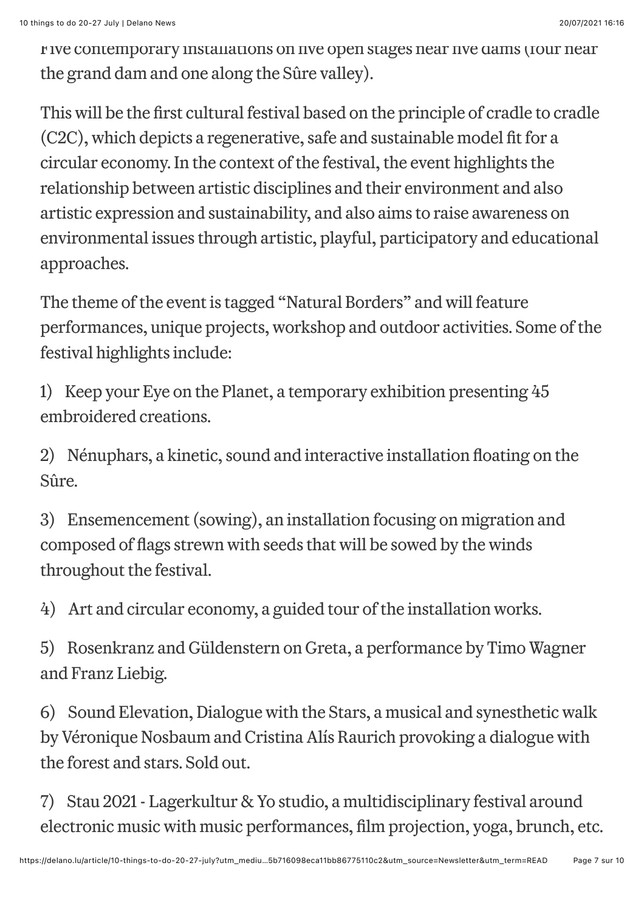Five contemporary installations on five open stages near five dams (four near the grand dam and one along the Sûre valley).

This will be the first cultural festival based on the principle of cradle to cradle (C2C), which depicts a regenerative, safe and sustainable model fit for a circular economy. In the context of the festival, the event highlights the relationship between artistic disciplines and their environment and also artistic expression and sustainability, and also aims to raise awareness on environmental issues through artistic, playful, participatory and educational approaches.

The theme of the event is tagged "Natural Borders" and will feature performances, unique projects, workshop and outdoor activities. Some of the festival highlights include:

1) Keep your Eye on the Planet, a temporary exhibition presenting 45 embroidered creations.

2) Nénuphars, a kinetic, sound and interactive installation floating on the Sûre.

3) Ensemencement (sowing), an installation focusing on migration and composed of flags strewn with seeds that will be sowed by the winds throughout the festival.

4) Art and circular economy, a guided tour of the installation works.

5) Rosenkranz and Güldenstern on Greta, a performance by Timo Wagner and Franz Liebig.

6) Sound Elevation, Dialogue with the Stars, a musical and synesthetic walk by Véronique Nosbaum and Cristina Alís Raurich provoking a dialogue with the forest and stars. Sold out.

7) Stau 2021 - Lagerkultur & Yo studio, a multidisciplinary festival around electronic music with music performances, film projection, yoga, brunch, etc.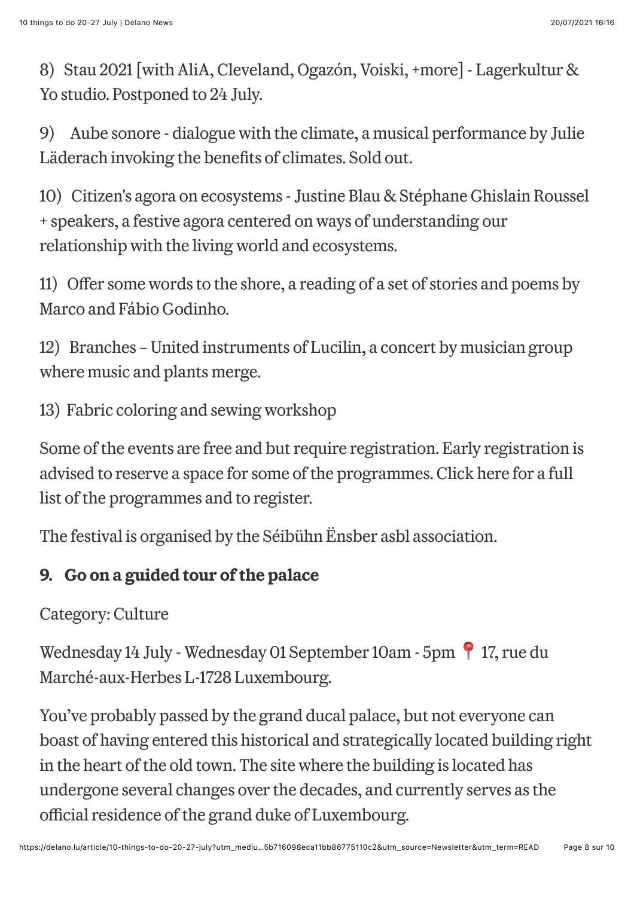8) Stau 2021 [with AliA, Cleveland, Ogazón, Voiski, +more] - Lagerkultur & Yo studio. Postponed to 24 July.

9) Aube sonore - dialogue with the climate, a musical performance by Julie Läderach invoking the benefits of climates. Sold out.

10) Citizen's agora on ecosystems - Justine Blau & Stéphane Ghislain Roussel + speakers, a festive agora centered on ways of understanding our relationship with the living world and ecosystems.

11) Offer some words to the shore, a reading of a set of stories and poems by Marco and Fábio Godinho.

12) Branches – United instruments of Lucilin, a concert by musician group where music and plants merge.

13) Fabric coloring and sewing workshop

Some of the events are free and but require registration. Early registration is advised to reserve a space for some of the programmes. Click here for a full list of the programmes and to register.

The festival is organised by the Séibühn Ënsber asbl association.

### 9. Go on a guided tour of the palace

Category: Culture

Wednesday 14 July - Wednesday 01 September 10am - 5pm 📍 17, rue du Marché-aux-Herbes L-1728 Luxembourg.

You've probably passed by the grand ducal palace, but not everyone can boast of having entered this historical and strategically located building right in the heart of the old town. The site where the building is located has undergone several changes over the decades, and currently serves as the official residence of the grand duke of Luxembourg.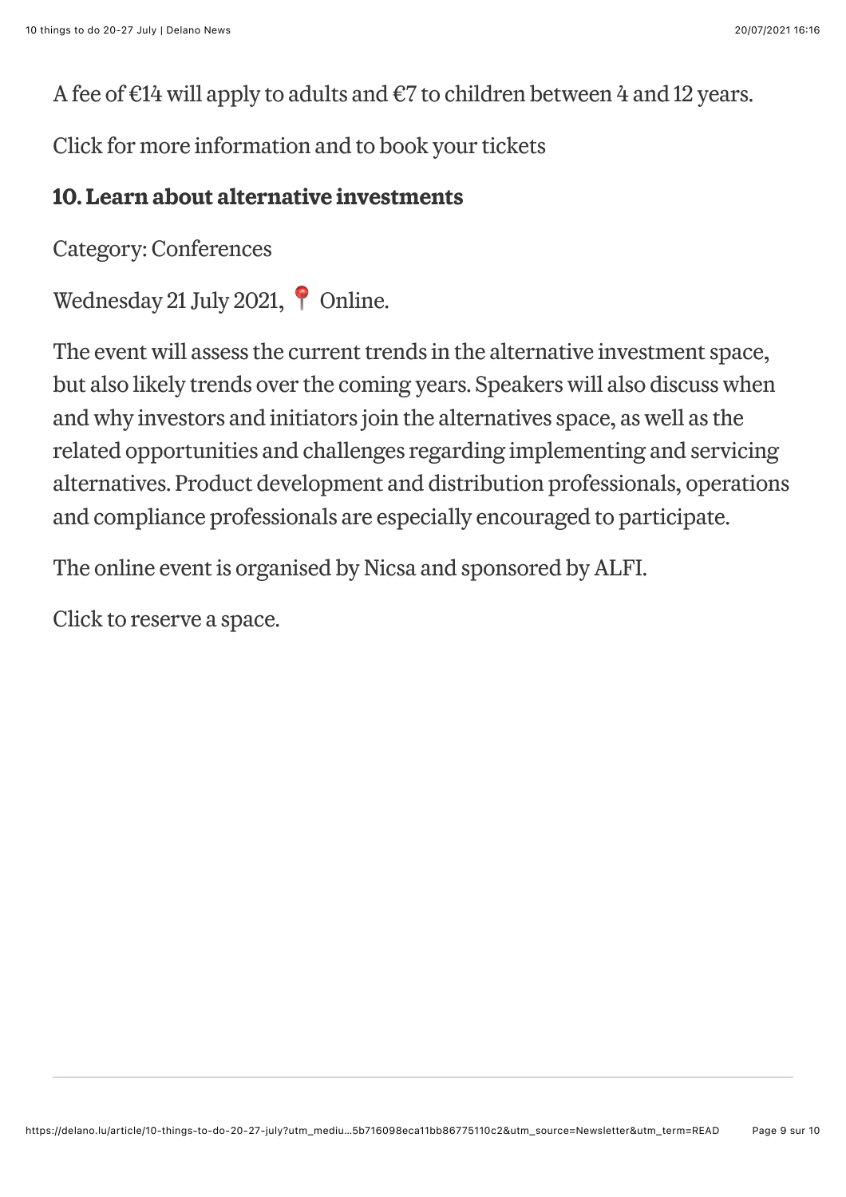A fee of €14 will apply to adults and €7 to children between 4 and 12 years.

Click for more information and to book your tickets

### 10. Learn about alternative investments

Category: Conferences

Wednesday 21 July 2021, 📍 Online.

The event will assess the current trends in the alternative investment space, but also likely trends over the coming years. Speakers will also discuss when and why investors and initiators join the alternatives space, as well as the related opportunities and challenges regarding implementing and servicing alternatives. Product development and distribution professionals, operations and compliance professionals are especially encouraged to participate.

The online event is organised by Nicsa and sponsored by ALFI.

Click to reserve a space.